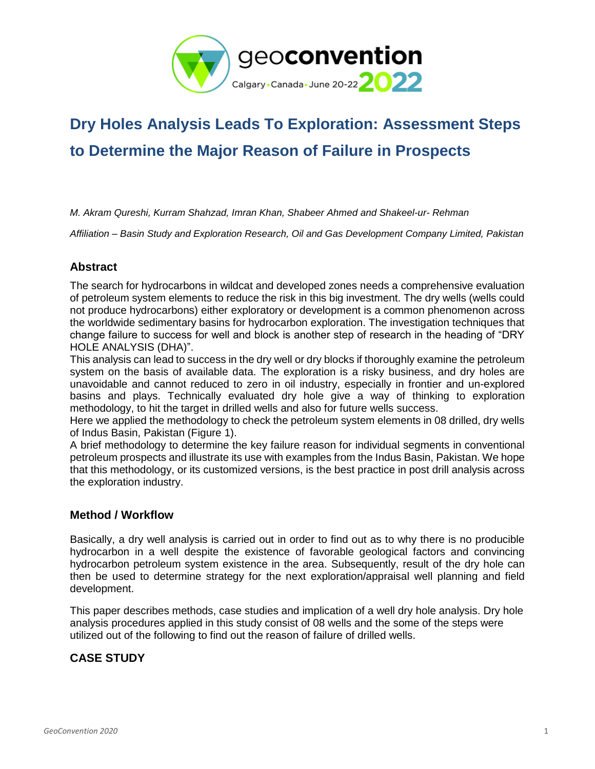# Dry Holes Analysis Leads To Exploration: Assessment Steps to Determine the Major Reason of Failure in Prospects

*M. Akram Qureshi, Kurram Shahzad, Imran Khan, Shabeer Ahmed and Shakeel-ur- Rehman*

*Affiliation – Basin Study and Exploration Research, Oil and Gas Development Company Limited, Pakistan*

## Abstract

The search for hydrocarbons in wildcat and developed zones needs a comprehensive evaluation of petroleum system elements to reduce the risk in this big investment. The dry wells (wells could not produce hydrocarbons) either exploratory or development is a common phenomenon across the worldwide sedimentary basins for hydrocarbon exploration. The investigation techniques that change failure to success for well and block is another step of research in the heading of "DRY HOLE ANALYSIS (DHA)".

This analysis can lead to success in the dry well or dry blocks if thoroughly examine the petroleum system on the basis of available data. The exploration is a risky business, and dry holes are unavoidable and cannot reduced to zero in oil industry, especially in frontier and un-explored basins and plays. Technically evaluated dry hole give a way of thinking to exploration methodology, to hit the target in drilled wells and also for future wells success.

Here we applied the methodology to check the petroleum system elements in 08 drilled, dry wells of Indus Basin, Pakistan (Figure 1).

A brief methodology to determine the key failure reason for individual segments in conventional petroleum prospects and illustrate its use with examples from the Indus Basin, Pakistan. We hope that this methodology, or its customized versions, is the best practice in post drill analysis across the exploration industry.

## Method / Workflow

Basically, a dry well analysis is carried out in order to find out as to why there is no producible hydrocarbon in a well despite the existence of favorable geological factors and convincing hydrocarbon petroleum system existence in the area. Subsequently, result of the dry hole can then be used to determine strategy for the next exploration/appraisal well planning and field development.

This paper describes methods, case studies and implication of a well dry hole analysis. Dry hole analysis procedures applied in this study consist of 08 wells and the some of the steps were utilized out of the following to find out the reason of failure of drilled wells.

## CASE STUDY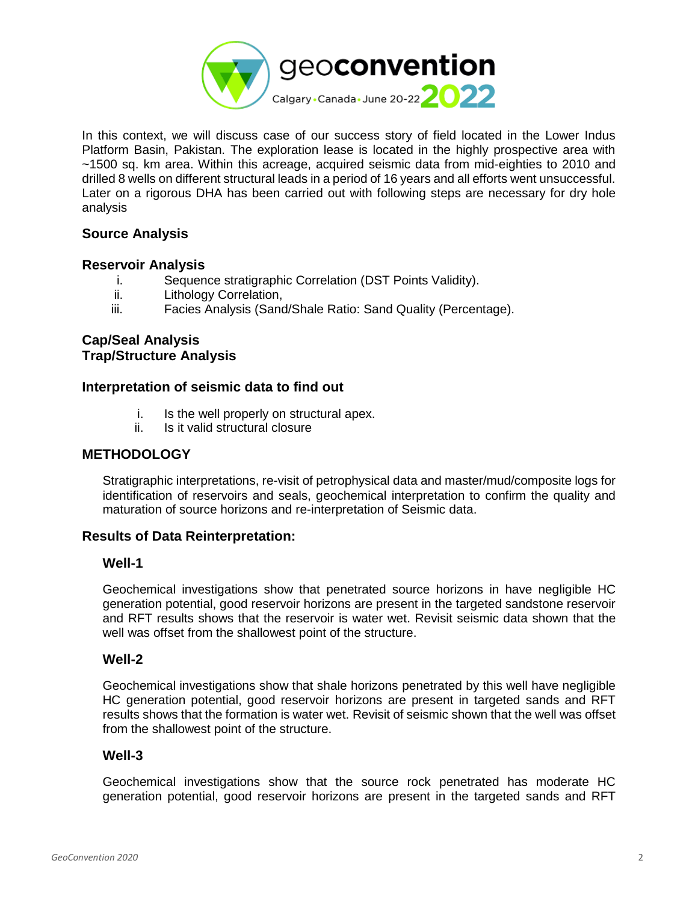In this context, we will discuss case of our success story of field located in the Lower Indus Platform Basin, Pakistan. The exploration lease is located in the highly prospective area with ~1500 sq. km area. Within this acreage, acquired seismic data from mid-eighties to 2010 and drilled 8 wells on different structural leads in a period of 16 years and all efforts went unsuccessful. Later on a rigorous DHA has been carried out with following steps are necessary for dry hole analysis

### Source Analysis

### Reservoir Analysis

i. Sequence stratigraphic Correlation (DST Points Validity).
ii. Lithology Correlation,
iii. Facies Analysis (Sand/Shale Ratio: Sand Quality (Percentage).

### Cap/Seal Analysis

### Trap/Structure Analysis

### Interpretation of seismic data to find out

i. Is the well properly on structural apex.
ii. Is it valid structural closure

## METHODOLOGY

Stratigraphic interpretations, re-visit of petrophysical data and master/mud/composite logs for identification of reservoirs and seals, geochemical interpretation to confirm the quality and maturation of source horizons and re-interpretation of Seismic data.

### Results of Data Reinterpretation:

#### Well-1

Geochemical investigations show that penetrated source horizons in have negligible HC generation potential, good reservoir horizons are present in the targeted sandstone reservoir and RFT results shows that the reservoir is water wet. Revisit seismic data shown that the well was offset from the shallowest point of the structure.

#### Well-2

Geochemical investigations show that shale horizons penetrated by this well have negligible HC generation potential, good reservoir horizons are present in targeted sands and RFT results shows that the formation is water wet. Revisit of seismic shown that the well was offset from the shallowest point of the structure.

#### Well-3

Geochemical investigations show that the source rock penetrated has moderate HC generation potential, good reservoir horizons are present in the targeted sands and RFT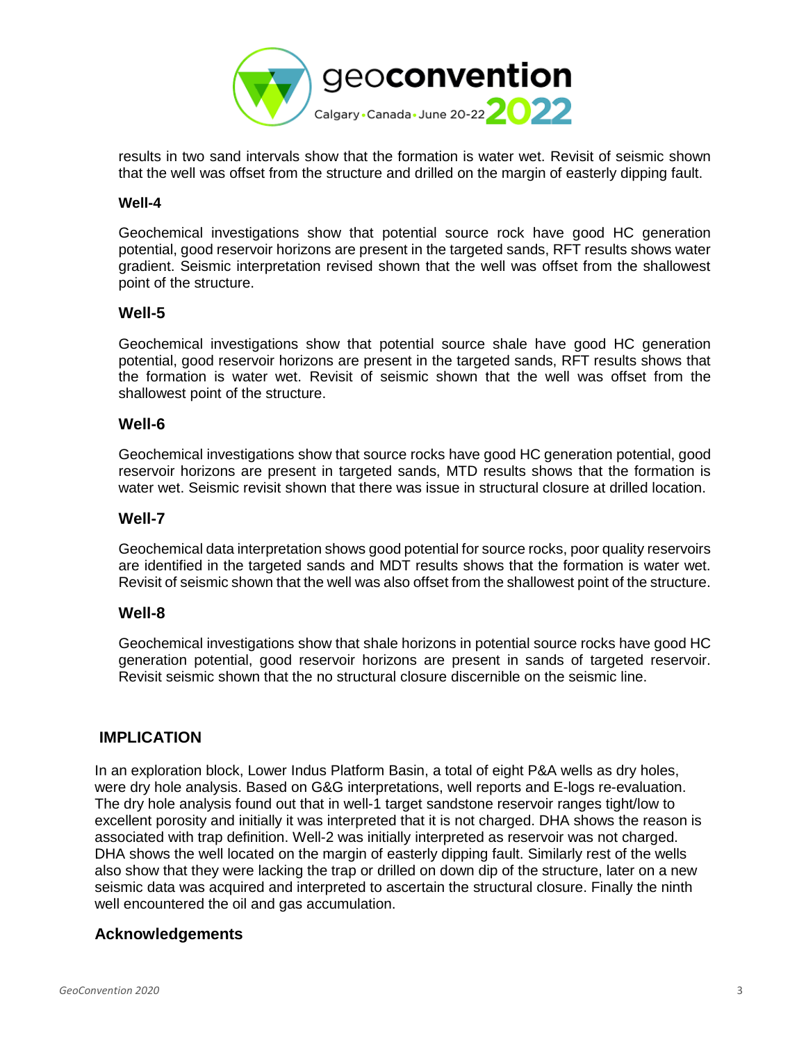results in two sand intervals show that the formation is water wet. Revisit of seismic shown that the well was offset from the structure and drilled on the margin of easterly dipping fault.

### Well-4

Geochemical investigations show that potential source rock have good HC generation potential, good reservoir horizons are present in the targeted sands, RFT results shows water gradient. Seismic interpretation revised shown that the well was offset from the shallowest point of the structure.

### Well-5

Geochemical investigations show that potential source shale have good HC generation potential, good reservoir horizons are present in the targeted sands, RFT results shows that the formation is water wet. Revisit of seismic shown that the well was offset from the shallowest point of the structure.

### Well-6

Geochemical investigations show that source rocks have good HC generation potential, good reservoir horizons are present in targeted sands, MTD results shows that the formation is water wet. Seismic revisit shown that there was issue in structural closure at drilled location.

### Well-7

Geochemical data interpretation shows good potential for source rocks, poor quality reservoirs are identified in the targeted sands and MDT results shows that the formation is water wet. Revisit of seismic shown that the well was also offset from the shallowest point of the structure.

### Well-8

Geochemical investigations show that shale horizons in potential source rocks have good HC generation potential, good reservoir horizons are present in sands of targeted reservoir. Revisit seismic shown that the no structural closure discernible on the seismic line.

## IMPLICATION

In an exploration block, Lower Indus Platform Basin, a total of eight P&A wells as dry holes, were dry hole analysis. Based on G&G interpretations, well reports and E-logs re-evaluation. The dry hole analysis found out that in well-1 target sandstone reservoir ranges tight/low to excellent porosity and initially it was interpreted that it is not charged. DHA shows the reason is associated with trap definition. Well-2 was initially interpreted as reservoir was not charged. DHA shows the well located on the margin of easterly dipping fault. Similarly rest of the wells also show that they were lacking the trap or drilled on down dip of the structure, later on a new seismic data was acquired and interpreted to ascertain the structural closure. Finally the ninth well encountered the oil and gas accumulation.

## Acknowledgements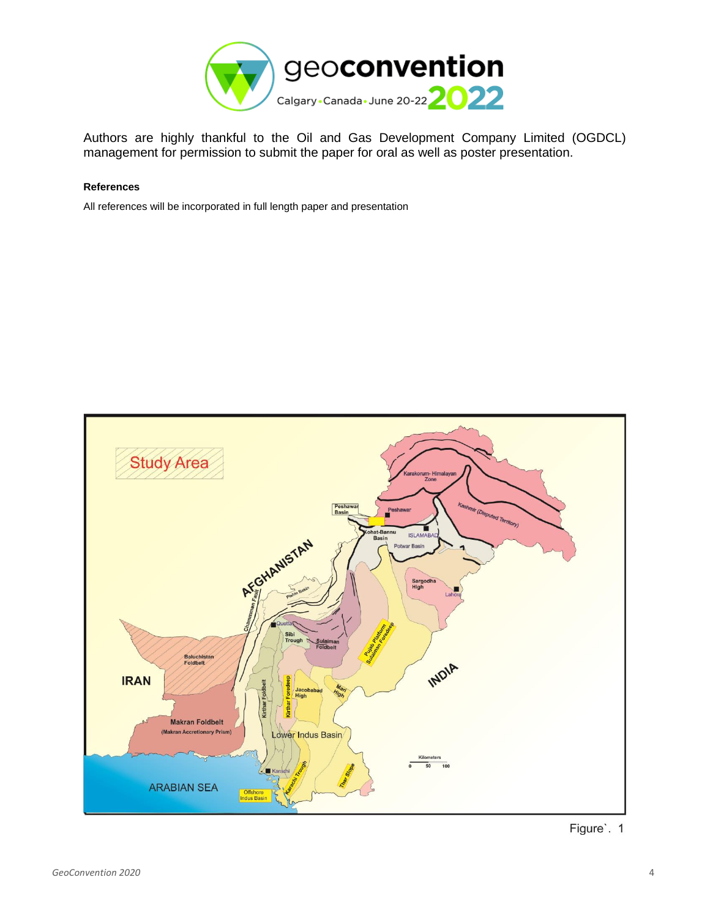Authors are highly thankful to the Oil and Gas Development Company Limited (OGDCL) management for permission to submit the paper for oral as well as poster presentation.

**References**

All references will be incorporated in full length paper and presentation

Study Area

Karakorum- Himalayan Zone

Kashmir (Disputed Territory)

Peshawar Basin

Peshawar

Kohat-Bannu Basin

ISLAMABAD

Potwar Basin

Sargodha High

Lahore

AFGHANISTAN

Pishin Basin

Chamman Fault

Quetta

Sibi Trough

Sulaiman Foldbelt

Punjab Platform Sulaiman Foredeep

INDIA

Baluchistan Foldbelt

IRAN

Kirthar Foldbelt

Kirthar Foredeep

Jacobabad High

Mari High

Makran Foldbelt (Makran Accretionary Prism)

Lower Indus Basin

Kilometers

0 50 100

Karachi

Karachi Trough

Thar Slope

ARABIAN SEA

Offshore Indus Basin

Figure`. 1